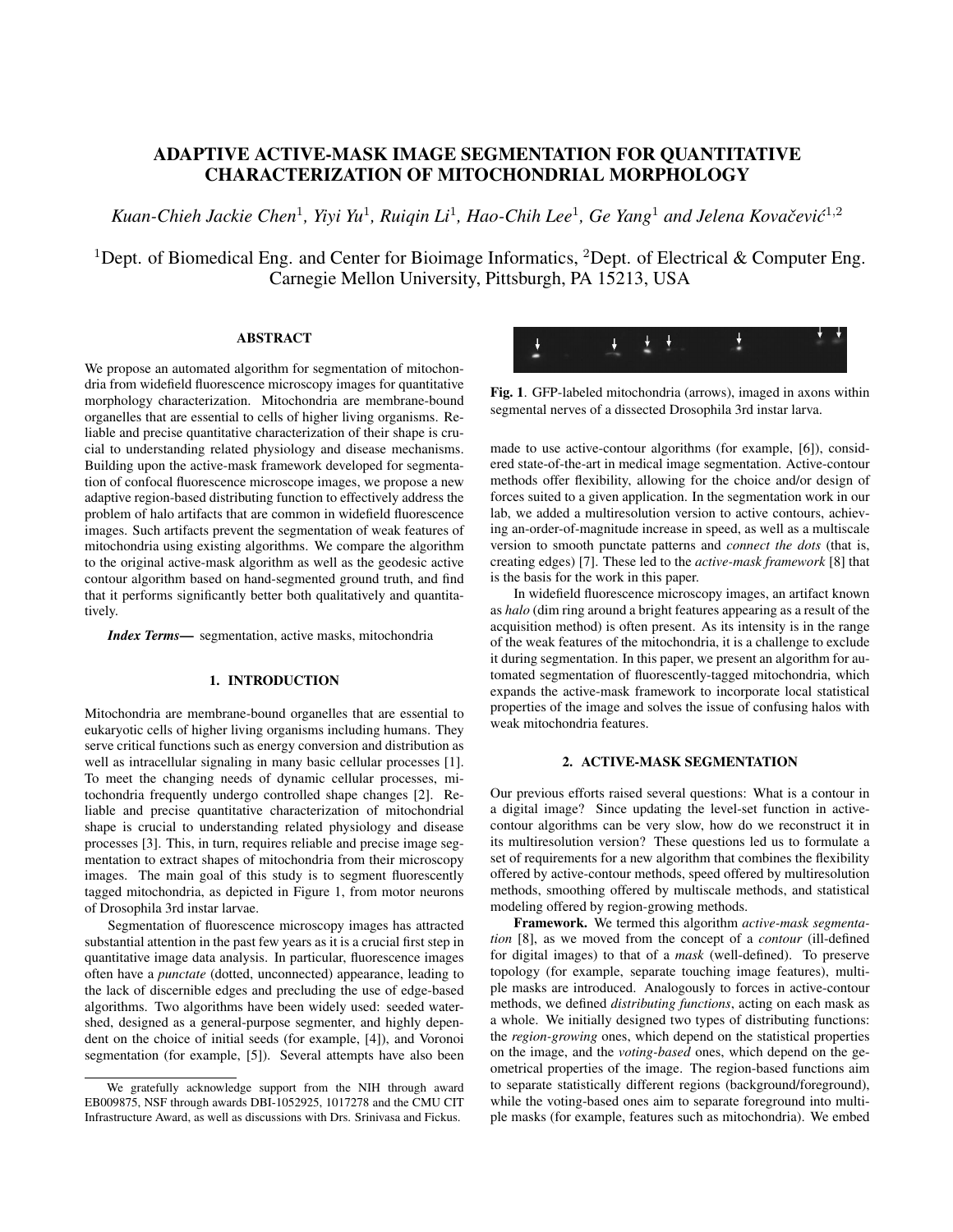# ADAPTIVE ACTIVE-MASK IMAGE SEGMENTATION FOR QUANTITATIVE CHARACTERIZATION OF MITOCHONDRIAL MORPHOLOGY

*Kuan-Chieh Jackie Chen[1], Yiyi Yu[1], Ruiqin Li[1], Hao-Chih Lee[1], Ge Yang[1] and Jelena Kovačević[1,2]*

[1]Dept. of Biomedical Eng. and Center for Bioimage Informatics, [2]Dept. of Electrical & Computer Eng. Carnegie Mellon University, Pittsburgh, PA 15213, USA

## ABSTRACT

We propose an automated algorithm for segmentation of mitochondria from widefield fluorescence microscopy images for quantitative morphology characterization. Mitochondria are membrane-bound organelles that are essential to cells of higher living organisms. Reliable and precise quantitative characterization of their shape is crucial to understanding related physiology and disease mechanisms. Building upon the active-mask framework developed for segmentation of confocal fluorescence microscope images, we propose a new adaptive region-based distributing function to effectively address the problem of halo artifacts that are common in widefield fluorescence images. Such artifacts prevent the segmentation of weak features of mitochondria using existing algorithms. We compare the algorithm to the original active-mask algorithm as well as the geodesic active contour algorithm based on hand-segmented ground truth, and find that it performs significantly better both qualitatively and quantitatively.

***Index Terms*—** segmentation, active masks, mitochondria

## 1. INTRODUCTION

Mitochondria are membrane-bound organelles that are essential to eukaryotic cells of higher living organisms including humans. They serve critical functions such as energy conversion and distribution as well as intracellular signaling in many basic cellular processes [1]. To meet the changing needs of dynamic cellular processes, mitochondria frequently undergo controlled shape changes [2]. Reliable and precise quantitative characterization of mitochondrial shape is crucial to understanding related physiology and disease processes [3]. This, in turn, requires reliable and precise image segmentation to extract shapes of mitochondria from their microscopy images. The main goal of this study is to segment fluorescently tagged mitochondria, as depicted in Figure 1, from motor neurons of Drosophila 3rd instar larvae.

Segmentation of fluorescence microscopy images has attracted substantial attention in the past few years as it is a crucial first step in quantitative image data analysis. In particular, fluorescence images often have a *punctate* (dotted, unconnected) appearance, leading to the lack of discernible edges and precluding the use of edge-based algorithms. Two algorithms have been widely used: seeded watershed, designed as a general-purpose segmenter, and highly dependent on the choice of initial seeds (for example, [4]), and Voronoi segmentation (for example, [5]). Several attempts have also been made to use active-contour algorithms (for example, [6]), considered state-of-the-art in medical image segmentation. Active-contour methods offer flexibility, allowing for the choice and/or design of forces suited to a given application. In the segmentation work in our lab, we added a multiresolution version to active contours, achieving an-order-of-magnitude increase in speed, as well as a multiscale version to smooth punctate patterns and *connect the dots* (that is, creating edges) [7]. These led to the *active-mask framework* [8] that is the basis for the work in this paper.

In widefield fluorescence microscopy images, an artifact known as *halo* (dim ring around a bright features appearing as a result of the acquisition method) is often present. As its intensity is in the range of the weak features of the mitochondria, it is a challenge to exclude it during segmentation. In this paper, we present an algorithm for automated segmentation of fluorescently-tagged mitochondria, which expands the active-mask framework to incorporate local statistical properties of the image and solves the issue of confusing halos with weak mitochondria features.

**Fig. 1**. GFP-labeled mitochondria (arrows), imaged in axons within segmental nerves of a dissected Drosophila 3rd instar larva.

## 2. ACTIVE-MASK SEGMENTATION

Our previous efforts raised several questions: What is a contour in a digital image? Since updating the level-set function in active-contour algorithms can be very slow, how do we reconstruct it in its multiresolution version? These questions led us to formulate a set of requirements for a new algorithm that combines the flexibility offered by active-contour methods, speed offered by multiresolution methods, smoothing offered by multiscale methods, and statistical modeling offered by region-growing methods.

**Framework.** We termed this algorithm *active-mask segmentation* [8], as we moved from the concept of a *contour* (ill-defined for digital images) to that of a *mask* (well-defined). To preserve topology (for example, separate touching image features), multiple masks are introduced. Analogously to forces in active-contour methods, we defined *distributing functions*, acting on each mask as a whole. We initially designed two types of distributing functions: the *region-growing* ones, which depend on the statistical properties on the image, and the *voting-based* ones, which depend on the geometrical properties of the image. The region-based functions aim to separate statistically different regions (background/foreground), while the voting-based ones aim to separate foreground into multiple masks (for example, features such as mitochondria). We embed

We gratefully acknowledge support from the NIH through award EB009875, NSF through awards DBI-1052925, 1017278 and the CMU CIT Infrastructure Award, as well as discussions with Drs. Srinivasa and Fickus.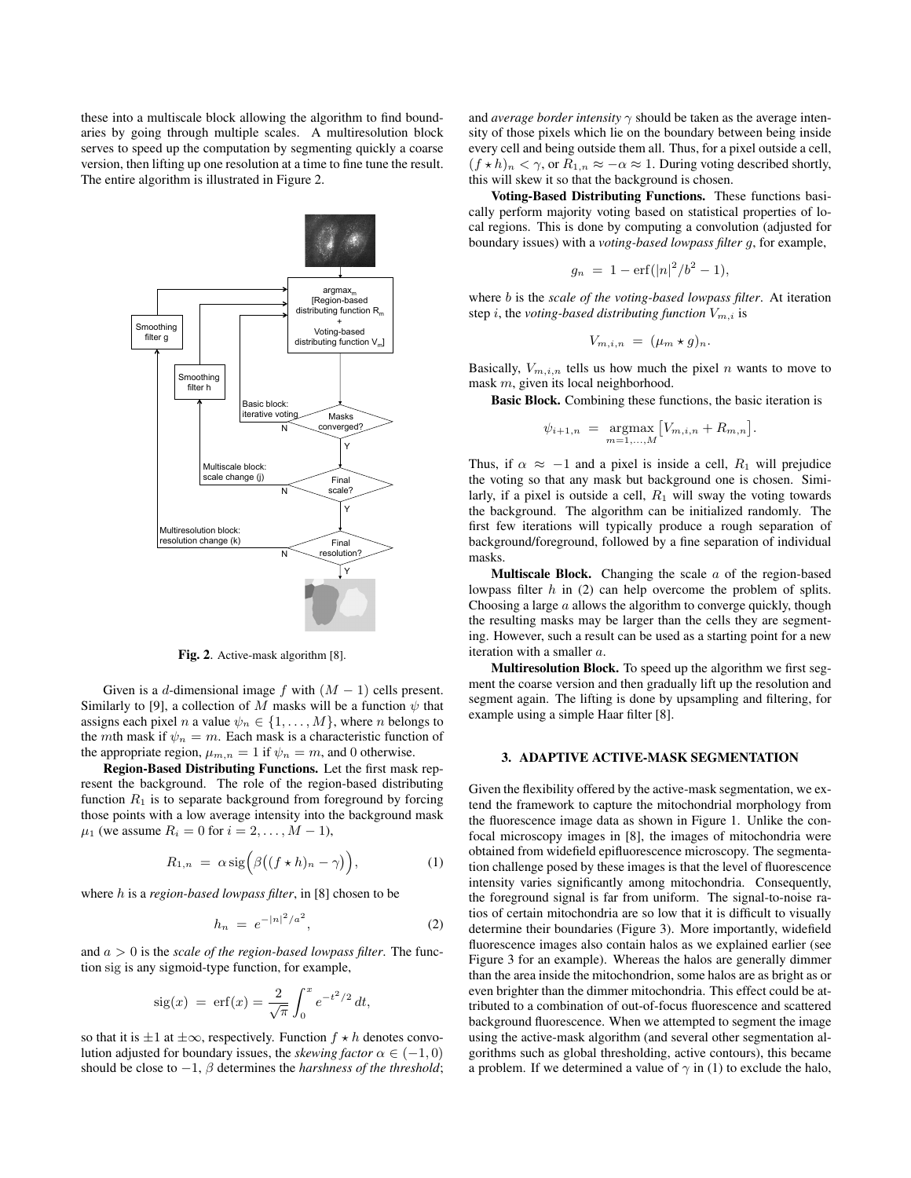these into a multiscale block allowing the algorithm to find boundaries by going through multiple scales. A multiresolution block serves to speed up the computation by segmenting quickly a coarse version, then lifting up one resolution at a time to fine tune the result. The entire algorithm is illustrated in Figure 2.

**Fig. 2**. Active-mask algorithm [8].

Given is a $d$-dimensional image $f$ with $(M-1)$ cells present. Similarly to [9], a collection of $M$ masks will be a function $\psi$ that assigns each pixel $n$ a value $\psi_n \in \{1, \dots, M\}$, where $n$ belongs to the $m$th mask if $\psi_n = m$. Each mask is a characteristic function of the appropriate region, $\mu_{m,n} = 1$ if $\psi_n = m$, and 0 otherwise.

**Region-Based Distributing Functions.** Let the first mask represent the background. The role of the region-based distributing function $R_1$ is to separate background from foreground by forcing those points with a low average intensity into the background mask $\mu_1$ (we assume $R_i = 0$ for $i = 2, \dots, M-1$),

$$R_{1,n} \;=\; \alpha \, \mathrm{sig}\Big(\beta\big((f \star h)_n - \gamma\big)\Big), \tag{1}$$

where $h$ is a *region-based lowpass filter*, in [8] chosen to be

$$h_n \;=\; e^{-|n|^2/a^2}, \tag{2}$$

and $a > 0$ is the *scale of the region-based lowpass filter*. The function sig is any sigmoid-type function, for example,

$$\mathrm{sig}(x) \;=\; \mathrm{erf}(x) = \frac{2}{\sqrt{\pi}} \int_0^x e^{-t^2/2}\, dt,$$

so that it is $\pm 1$ at $\pm\infty$, respectively. Function $f \star h$ denotes convolution adjusted for boundary issues, the *skewing factor* $\alpha \in (-1, 0)$ should be close to $-1$, $\beta$ determines the *harshness of the threshold*; and *average border intensity* $\gamma$ should be taken as the average intensity of those pixels which lie on the boundary between being inside every cell and being outside them all. Thus, for a pixel outside a cell, $(f \star h)_n < \gamma$, or $R_{1,n} \approx -\alpha \approx 1$. During voting described shortly, this will skew it so that the background is chosen.

**Voting-Based Distributing Functions.** These functions basically perform majority voting based on statistical properties of local regions. This is done by computing a convolution (adjusted for boundary issues) with a *voting-based lowpass filter* $g$, for example,

$$g_n \;=\; 1 - \mathrm{erf}(|n|^2/b^2 - 1),$$

where $b$ is the *scale of the voting-based lowpass filter*. At iteration step $i$, the *voting-based distributing function* $V_{m,i}$ is

$$V_{m,i,n} \;=\; (\mu_m \star g)_n.$$

Basically, $V_{m,i,n}$ tells us how much the pixel $n$ wants to move to mask $m$, given its local neighborhood.

**Basic Block.** Combining these functions, the basic iteration is

$$\psi_{i+1,n} \;=\; \underset{m=1,\dots,M}{\mathrm{argmax}} \big[V_{m,i,n} + R_{m,n}\big].$$

Thus, if $\alpha \approx -1$ and a pixel is inside a cell, $R_1$ will prejudice the voting so that any mask but background one is chosen. Similarly, if a pixel is outside a cell, $R_1$ will sway the voting towards the background. The algorithm can be initialized randomly. The first few iterations will typically produce a rough separation of background/foreground, followed by a fine separation of individual masks.

**Multiscale Block.** Changing the scale $a$ of the region-based lowpass filter $h$ in (2) can help overcome the problem of splits. Choosing a large $a$ allows the algorithm to converge quickly, though the resulting masks may be larger than the cells they are segmenting. However, such a result can be used as a starting point for a new iteration with a smaller $a$.

**Multiresolution Block.** To speed up the algorithm we first segment the coarse version and then gradually lift up the resolution and segment again. The lifting is done by upsampling and filtering, for example using a simple Haar filter [8].

## 3. ADAPTIVE ACTIVE-MASK SEGMENTATION

Given the flexibility offered by the active-mask segmentation, we extend the framework to capture the mitochondrial morphology from the fluorescence image data as shown in Figure 1. Unlike the confocal microscopy images in [8], the images of mitochondria were obtained from widefield epifluorescence microscopy. The segmentation challenge posed by these images is that the level of fluorescence intensity varies significantly among mitochondria. Consequently, the foreground signal is far from uniform. The signal-to-noise ratios of certain mitochondria are so low that it is difficult to visually determine their boundaries (Figure 3). More importantly, widefield fluorescence images also contain halos as we explained earlier (see Figure 3 for an example). Whereas the halos are generally dimmer than the area inside the mitochondrion, some halos are as bright as or even brighter than the dimmer mitochondria. This effect could be attributed to a combination of out-of-focus fluorescence and scattered background fluorescence. When we attempted to segment the image using the active-mask algorithm (and several other segmentation algorithms such as global thresholding, active contours), this became a problem. If we determined a value of $\gamma$ in (1) to exclude the halo,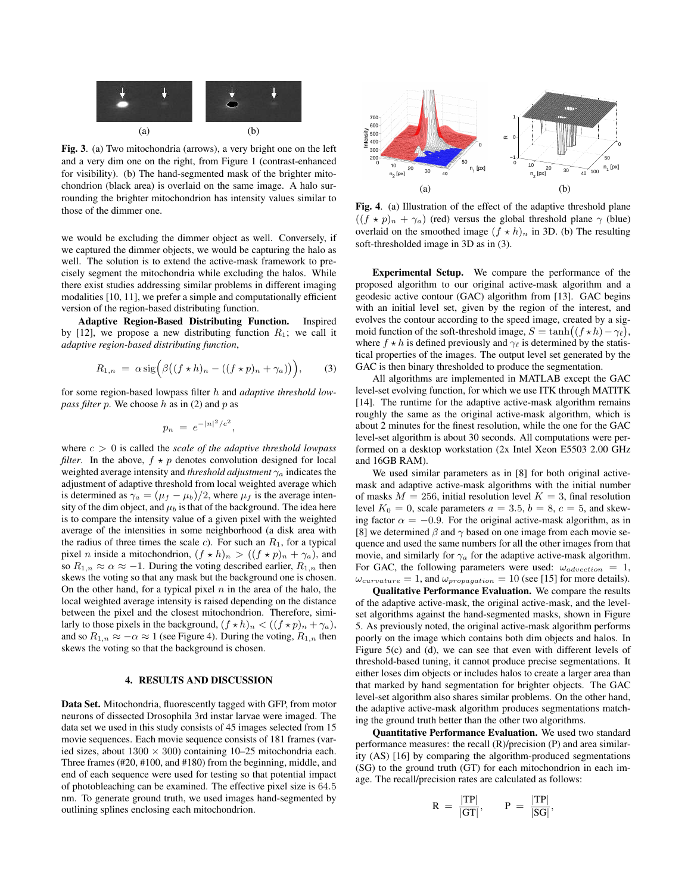(a) (b)

**Fig. 3**. (a) Two mitochondria (arrows), a very bright one on the left and a very dim one on the right, from Figure 1 (contrast-enhanced for visibility). (b) The hand-segmented mask of the brighter mitochondrion (black area) is overlaid on the same image. A halo surrounding the brighter mitochondrion has intensity values similar to those of the dimmer one.

we would be excluding the dimmer object as well. Conversely, if we captured the dimmer objects, we would be capturing the halo as well. The solution is to extend the active-mask framework to precisely segment the mitochondria while excluding the halos. While there exist studies addressing similar problems in different imaging modalities [10, 11], we prefer a simple and computationally efficient version of the region-based distributing function.

**Adaptive Region-Based Distributing Function.** Inspired by [12], we propose a new distributing function $R_1$; we call it *adaptive region-based distributing function*,

$$R_{1,n} \;=\; \alpha \,\mathrm{sig}\Big(\beta\big((f\star h)_n - ((f\star p)_n + \gamma_a)\big)\Big), \qquad (3)$$

for some region-based lowpass filter $h$ and *adaptive threshold lowpass filter* $p$. We choose $h$ as in (2) and $p$ as

$$p_n \;=\; e^{-|n|^2/c^2},$$

where $c > 0$ is called the *scale of the adaptive threshold lowpass filter*. In the above, $f \star p$ denotes convolution designed for local weighted average intensity and *threshold adjustment* $\gamma_a$ indicates the adjustment of adaptive threshold from local weighted average which is determined as $\gamma_a = (\mu_f - \mu_b)/2$, where $\mu_f$ is the average intensity of the dim object, and $\mu_b$ is that of the background. The idea here is to compare the intensity value of a given pixel with the weighted average of the intensities in some neighborhood (a disk area with the radius of three times the scale $c$). For such an $R_1$, for a typical pixel $n$ inside a mitochondrion, $(f \star h)_n > ((f \star p)_n + \gamma_a)$, and so $R_{1,n} \approx \alpha \approx -1$. During the voting described earlier, $R_{1,n}$ then skews the voting so that any mask but the background one is chosen. On the other hand, for a typical pixel $n$ in the area of the halo, the local weighted average intensity is raised depending on the distance between the pixel and the closest mitochondrion. Therefore, similarly to those pixels in the background, $(f \star h)_n < ((f \star p)_n + \gamma_a)$, and so $R_{1,n} \approx -\alpha \approx 1$ (see Figure 4). During the voting, $R_{1,n}$ then skews the voting so that the background is chosen.

(a) (b)

**Fig. 4**. (a) Illustration of the effect of the adaptive threshold plane $((f \star p)_n + \gamma_a)$ (red) versus the global threshold plane $\gamma$ (blue) overlaid on the smoothed image $(f \star h)_n$ in 3D. (b) The resulting soft-thresholded image in 3D as in (3).

## 4. RESULTS AND DISCUSSION

**Data Set.** Mitochondria, fluorescently tagged with GFP, from motor neurons of dissected Drosophila 3rd instar larvae were imaged. The data set we used in this study consists of 45 images selected from 15 movie sequences. Each movie sequence consists of 181 frames (varied sizes, about $1300 \times 300$) containing 10–25 mitochondria each. Three frames (#20, #100, and #180) from the beginning, middle, and end of each sequence were used for testing so that potential impact of photobleaching can be examined. The effective pixel size is 64.5 nm. To generate ground truth, we used images hand-segmented by outlining splines enclosing each mitochondrion.

**Experimental Setup.** We compare the performance of the proposed algorithm to our original active-mask algorithm and a geodesic active contour (GAC) algorithm from [13]. GAC begins with an initial level set, given by the region of the interest, and evolves the contour according to the speed image, created by a sigmoid function of the soft-threshold image, $S = \tanh\big((f \star h) - \gamma_\ell\big)$, where $f \star h$ is defined previously and $\gamma_\ell$ is determined by the statistical properties of the images. The output level set generated by the GAC is then binary thresholded to produce the segmentation.

All algorithms are implemented in MATLAB except the GAC level-set evolving function, for which we use ITK through MATITK [14]. The runtime for the adaptive active-mask algorithm remains roughly the same as the original active-mask algorithm, which is about 2 minutes for the finest resolution, while the one for the GAC level-set algorithm is about 30 seconds. All computations were performed on a desktop workstation (2x Intel Xeon E5503 2.00 GHz and 16GB RAM).

We used similar parameters as in [8] for both original active-mask and adaptive active-mask algorithms with the initial number of masks $M = 256$, initial resolution level $K = 3$, final resolution level $K_0 = 0$, scale parameters $a = 3.5$, $b = 8$, $c = 5$, and skewing factor $\alpha = -0.9$. For the original active-mask algorithm, as in [8] we determined $\beta$ and $\gamma$ based on one image from each movie sequence and used the same numbers for all the other images from that movie, and similarly for $\gamma_a$ for the adaptive active-mask algorithm. For GAC, the following parameters were used: $\omega_{advection} = 1$, $\omega_{curvature} = 1$, and $\omega_{propagation} = 10$ (see [15] for more details).

**Qualitative Performance Evaluation.** We compare the results of the adaptive active-mask, the original active-mask, and the level-set algorithms against the hand-segmented masks, shown in Figure 5. As previously noted, the original active-mask algorithm performs poorly on the image which contains both dim objects and halos. In Figure 5(c) and (d), we can see that even with different levels of threshold-based tuning, it cannot produce precise segmentations. It either loses dim objects or includes halos to create a larger area than that marked by hand segmentation for brighter objects. The GAC level-set algorithm also shares similar problems. On the other hand, the adaptive active-mask algorithm produces segmentations matching the ground truth better than the other two algorithms.

**Quantitative Performance Evaluation.** We used two standard performance measures: the recall (R)/precision (P) and area similarity (AS) [16] by comparing the algorithm-produced segmentations (SG) to the ground truth (GT) for each mitochondrion in each image. The recall/precision rates are calculated as follows:

$$\mathrm{R} \;=\; \frac{|\mathrm{TP}|}{|\mathrm{GT}|}, \qquad \mathrm{P} \;=\; \frac{|\mathrm{TP}|}{|\mathrm{SG}|},$$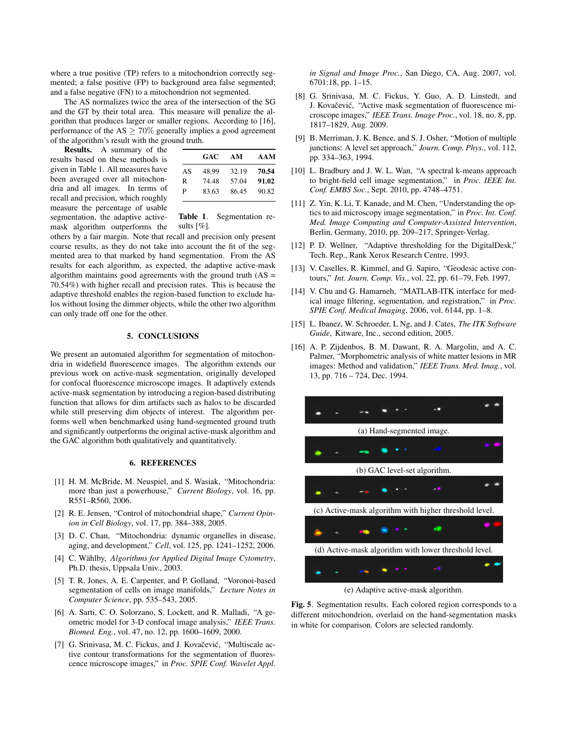where a true positive (TP) refers to a mitochondrion correctly segmented; a false positive (FP) to background area false segmented; and a false negative (FN) to a mitochondrion not segmented.

The AS normalizes twice the area of the intersection of the SG and the GT by their total area. This measure will penalize the algorithm that produces larger or smaller regions. According to [16], performance of the AS $\geq 70\%$ generally implies a good agreement of the algorithm's result with the ground truth.

**Results.** A summary of the results based on these methods is given in Table 1. All measures have been averaged over all mitochondria and all images. In terms of recall and precision, which roughly measure the percentage of usable segmentation, the adaptive active-mask algorithm outperforms the others by a fair margin. Note that recall and precision only present coarse results, as they do not take into account the fit of the segmented area to that marked by hand segmentation. From the AS results for each algorithm, as expected, the adaptive active-mask algorithm maintains good agreements with the ground truth (AS = 70.54%) with higher recall and precision rates. This is because the adaptive threshold enables the region-based function to exclude halos without losing the dimmer objects, while the other two algorithm can only trade off one for the other.

| | GAC | AM | AAM |
|---|---|---|---|
| AS | 48.99 | 32.19 | **70.54** |
| R | 74.48 | 57.04 | **91.02** |
| P | 83.63 | 86.45 | 90.82 |

**Table 1.** Segmentation results [%].

## 5. CONCLUSIONS

We present an automated algorithm for segmentation of mitochondria in widefield fluorescence images. The algorithm extends our previous work on active-mask segmentation, originally developed for confocal fluorescence microscope images. It adaptively extends active-mask segmentation by introducing a region-based distributing function that allows for dim artifacts such as halos to be discarded while still preserving dim objects of interest. The algorithm performs well when benchmarked using hand-segmented ground truth and significantly outperforms the original active-mask algorithm and the GAC algorithm both qualitatively and quantitatively.

## 6. REFERENCES

[1] H. M. McBride, M. Neuspiel, and S. Wasiak, "Mitochondria: more than just a powerhouse," *Current Biology*, vol. 16, pp. R551–R560, 2006.

[2] R. E. Jensen, "Control of mitochondrial shape," *Current Opinion in Cell Biology*, vol. 17, pp. 384–388, 2005.

[3] D. C. Chan, "Mitochondria: dynamic organelles in disease, aging, and development," *Cell*, vol. 125, pp. 1241–1252, 2006.

[4] C. Wählby, *Algorithms for Applied Digital Image Cytometry*, Ph.D. thesis, Uppsala Univ., 2003.

[5] T. R. Jones, A. E. Carpenter, and P. Golland, "Voronoi-based segmentation of cells on image manifolds," *Lecture Notes in Computer Science*, pp. 535–543, 2005.

[6] A. Sarti, C. O. Solorzano, S. Lockett, and R. Malladi, "A geometric model for 3-D confocal image analysis," *IEEE Trans. Biomed. Eng.*, vol. 47, no. 12, pp. 1600–1609, 2000.

[7] G. Srinivasa, M. C. Fickus, and J. Kovačević, "Multiscale active contour transformations for the segmentation of fluorescence microscope images," in *Proc. SPIE Conf. Wavelet Appl. in Signal and Image Proc.*, San Diego, CA, Aug. 2007, vol. 6701:18, pp. 1–15.

[8] G. Srinivasa, M. C. Fickus, Y. Guo, A. D. Linstedt, and J. Kovačević, "Active mask segmentation of fluorescence microscope images," *IEEE Trans. Image Proc.*, vol. 18, no. 8, pp. 1817–1829, Aug. 2009.

[9] B. Merriman, J. K. Bence, and S. J. Osher, "Motion of multiple junctions: A level set approach," *Journ. Comp. Phys.*, vol. 112, pp. 334–363, 1994.

[10] L. Bradbury and J. W. L. Wan, "A spectral k-means approach to bright-field cell image segmentation," in *Proc. IEEE Int. Conf. EMBS Soc.*, Sept. 2010, pp. 4748–4751.

[11] Z. Yin, K. Li, T. Kanade, and M. Chen, "Understanding the optics to aid microscopy image segmentation," in *Proc. Int. Conf. Med. Image Computing and Computer-Assisted Intervention*, Berlin, Germany, 2010, pp. 209–217, Springer-Verlag.

[12] P. D. Wellner, "Adaptive thresholding for the DigitalDesk," Tech. Rep., Rank Xerox Research Centre, 1993.

[13] V. Caselles, R. Kimmel, and G. Sapiro, "Geodesic active contours," *Int. Journ. Comp. Vis.*, vol. 22, pp. 61–79, Feb. 1997.

[14] V. Chu and G. Hamarneh, "MATLAB-ITK interface for medical image filtering, segmentation, and registration," in *Proc. SPIE Conf. Medical Imaging*, 2006, vol. 6144, pp. 1–8.

[15] L. Ibanez, W. Schroeder, L Ng, and J. Cates, *The ITK Software Guide*, Kitware, Inc., second edition, 2005.

[16] A. P. Zijdenbos, B. M. Dawant, R. A. Margolin, and A. C. Palmer, "Morphometric analysis of white matter lesions in MR images: Method and validation," *IEEE Trans. Med. Imag.*, vol. 13, pp. 716 – 724, Dec. 1994.

(a) Hand-segmented image.

(b) GAC level-set algorithm.

(c) Active-mask algorithm with higher threshold level.

(d) Active-mask algorithm with lower threshold level.

(e) Adaptive active-mask algorithm.

**Fig. 5**. Segmentation results. Each colored region corresponds to a different mitochondrion, overlaid on the hand-segmentation masks in white for comparison. Colors are selected randomly.